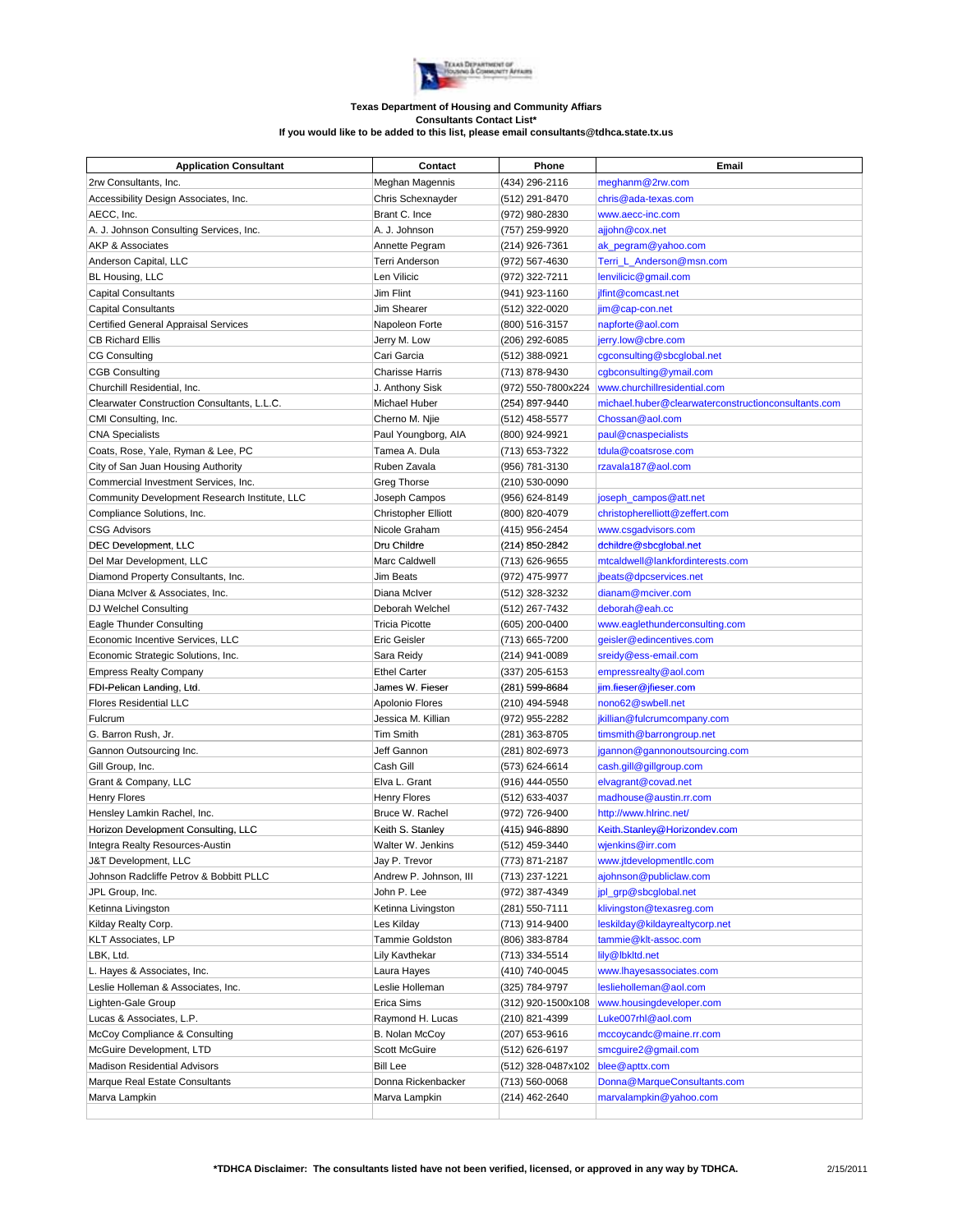**Texas Department of Housing and Community Affairs**
**Consultants Contact List***
**If you would like to be added to this list, please email consultants@tdhca.state.tx.us**

| Application Consultant | Contact | Phone | Email |
|---|---|---|---|
| 2rw Consultants, Inc. | Meghan Magennis | (434) 296-2116 | meghanm@2rw.com |
| Accessibility Design Associates, Inc. | Chris Schexnayder | (512) 291-8470 | chris@ada-texas.com |
| AECC, Inc. | Brant C. Ince | (972) 980-2830 | www.aecc-inc.com |
| A. J. Johnson Consulting Services, Inc. | A. J. Johnson | (757) 259-9920 | ajjohn@cox.net |
| AKP & Associates | Annette Pegram | (214) 926-7361 | ak_pegram@yahoo.com |
| Anderson Capital, LLC | Terri Anderson | (972) 567-4630 | Terri_L_Anderson@msn.com |
| BL Housing, LLC | Len Vilicic | (972) 322-7211 | lenvilicic@gmail.com |
| Capital Consultants | Jim Flint | (941) 923-1160 | jlfint@comcast.net |
| Capital Consultants | Jim Shearer | (512) 322-0020 | jim@cap-con.net |
| Certified General Appraisal Services | Napoleon Forte | (800) 516-3157 | napforte@aol.com |
| CB Richard Ellis | Jerry M. Low | (206) 292-6085 | jerry.low@cbre.com |
| CG Consulting | Cari Garcia | (512) 388-0921 | cgconsulting@sbcglobal.net |
| CGB Consulting | Charisse Harris | (713) 878-9430 | cgbconsulting@ymail.com |
| Churchill Residential, Inc. | J. Anthony Sisk | (972) 550-7800x224 | www.churchillresidential.com |
| Clearwater Construction Consultants, L.L.C. | Michael Huber | (254) 897-9440 | michael.huber@clearwaterconstructionconsultants.com |
| CMI Consulting, Inc. | Cherno M. Njie | (512) 458-5577 | Chossan@aol.com |
| CNA Specialists | Paul Youngborg, AIA | (800) 924-9921 | paul@cnaspecialists |
| Coats, Rose, Yale, Ryman & Lee, PC | Tamea A. Dula | (713) 653-7322 | tdula@coatsrose.com |
| City of San Juan Housing Authority | Ruben Zavala | (956) 781-3130 | rzavala187@aol.com |
| Commercial Investment Services, Inc. | Greg Thorse | (210) 530-0090 | |
| Community Development Research Institute, LLC | Joseph Campos | (956) 624-8149 | joseph_campos@att.net |
| Compliance Solutions, Inc. | Christopher Elliott | (800) 820-4079 | christopherelliott@zeffert.com |
| CSG Advisors | Nicole Graham | (415) 956-2454 | www.csgadvisors.com |
| DEC Development, LLC | Dru Childre | (214) 850-2842 | dchildre@sbcglobal.net |
| Del Mar Development, LLC | Marc Caldwell | (713) 626-9655 | mtcaldwell@lankfordinterests.com |
| Diamond Property Consultants, Inc. | Jim Beats | (972) 475-9977 | jbeats@dpcservices.net |
| Diana McIver & Associates, Inc. | Diana McIver | (512) 328-3232 | dianam@mciver.com |
| DJ Welchel Consulting | Deborah Welchel | (512) 267-7432 | deborah@eah.cc |
| Eagle Thunder Consulting | Tricia Picotte | (605) 200-0400 | www.eaglethunderconsulting.com |
| Economic Incentive Services, LLC | Eric Geisler | (713) 665-7200 | geisler@edincentives.com |
| Economic Strategic Solutions, Inc. | Sara Reidy | (214) 941-0089 | sreidy@ess-email.com |
| Empress Realty Company | Ethel Carter | (337) 205-6153 | empressrealty@aol.com |
| FDI-Pelican Landing, Ltd. | James W. Fieser | (281) 599-8684 | jim.fieser@jfieser.com |
| Flores Residential LLC | Apolonio Flores | (210) 494-5948 | nono62@swbell.net |
| Fulcrum | Jessica M. Killian | (972) 955-2282 | jkillian@fulcrumcompany.com |
| G. Barron Rush, Jr. | Tim Smith | (281) 363-8705 | timsmith@barrongroup.net |
| Gannon Outsourcing Inc. | Jeff Gannon | (281) 802-6973 | jgannon@gannonoutsourcing.com |
| Gill Group, Inc. | Cash Gill | (573) 624-6614 | cash.gill@gillgroup.com |
| Grant & Company, LLC | Elva L. Grant | (916) 444-0550 | elvagrant@covad.net |
| Henry Flores | Henry Flores | (512) 633-4037 | madhouse@austin.rr.com |
| Hensley Lamkin Rachel, Inc. | Bruce W. Rachel | (972) 726-9400 | http://www.hlrinc.net/ |
| Horizon Development Consulting, LLC | Keith S. Stanley | (415) 946-8890 | Keith.Stanley@Horizondev.com |
| Integra Realty Resources-Austin | Walter W. Jenkins | (512) 459-3440 | wjenkins@irr.com |
| J&T Development, LLC | Jay P. Trevor | (773) 871-2187 | www.jtdevelopmentllc.com |
| Johnson Radcliffe Petrov & Bobbitt PLLC | Andrew P. Johnson, III | (713) 237-1221 | ajohnson@publiclaw.com |
| JPL Group, Inc. | John P. Lee | (972) 387-4349 | jpl_grp@sbcglobal.net |
| Ketinna Livingston | Ketinna Livingston | (281) 550-7111 | klivingston@texasreg.com |
| Kilday Realty Corp. | Les Kilday | (713) 914-9400 | leskilday@kildayrealtycorp.net |
| KLT Associates, LP | Tammie Goldston | (806) 383-8784 | tammie@klt-assoc.com |
| LBK, Ltd. | Lily Kavthekar | (713) 334-5514 | lily@lbkltd.net |
| L. Hayes & Associates, Inc. | Laura Hayes | (410) 740-0045 | www.lhayesassociates.com |
| Leslie Holleman & Associates, Inc. | Leslie Holleman | (325) 784-9797 | leslieholleman@aol.com |
| Lighten-Gale Group | Erica Sims | (312) 920-1500x108 | www.housingdeveloper.com |
| Lucas & Associates, L.P. | Raymond H. Lucas | (210) 821-4399 | Luke007rhl@aol.com |
| McCoy Compliance & Consulting | B. Nolan McCoy | (207) 653-9616 | mccoycandc@maine.rr.com |
| McGuire Development, LTD | Scott McGuire | (512) 626-6197 | smcguire2@gmail.com |
| Madison Residential Advisors | Bill Lee | (512) 328-0487x102 | blee@apttx.com |
| Marque Real Estate Consultants | Donna Rickenbacker | (713) 560-0068 | Donna@MarqueConsultants.com |
| Marva Lampkin | Marva Lampkin | (214) 462-2640 | marvalampkin@yahoo.com |
| | | | |

**\*TDHCA Disclaimer: The consultants listed have not been verified, licensed, or approved in any way by TDHCA.**

2/15/2011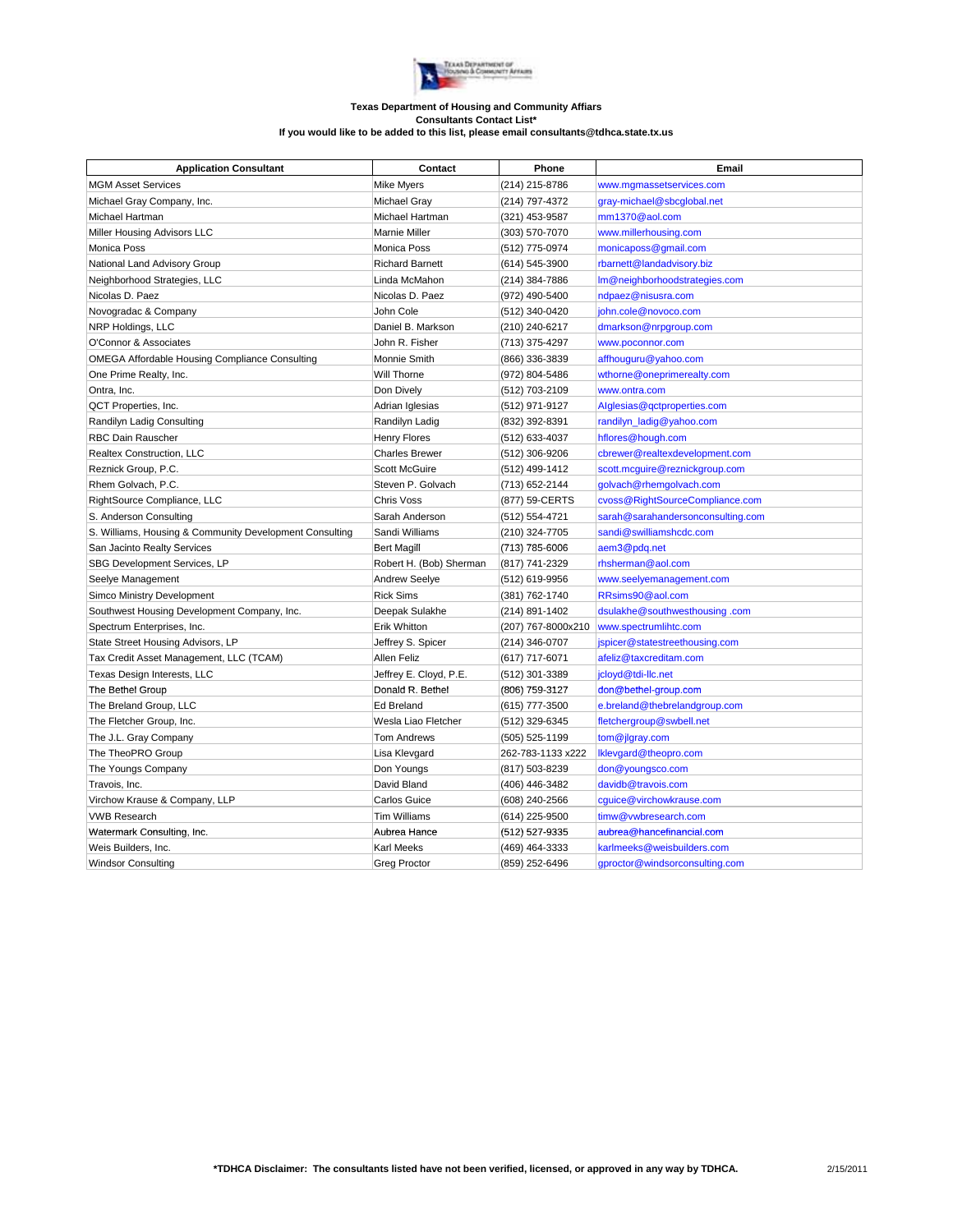**Texas Department of Housing and Community Affairs**
**Consultants Contact List***
**If you would like to be added to this list, please email consultants@tdhca.state.tx.us**

| Application Consultant | Contact | Phone | Email |
|---|---|---|---|
| MGM Asset Services | Mike Myers | (214) 215-8786 | www.mgmassetservices.com |
| Michael Gray Company, Inc. | Michael Gray | (214) 797-4372 | gray-michael@sbcglobal.net |
| Michael Hartman | Michael Hartman | (321) 453-9587 | mm1370@aol.com |
| Miller Housing Advisors LLC | Marnie Miller | (303) 570-7070 | www.millerhousing.com |
| Monica Poss | Monica Poss | (512) 775-0974 | monicaposs@gmail.com |
| National Land Advisory Group | Richard Barnett | (614) 545-3900 | rbarnett@landadvisory.biz |
| Neighborhood Strategies, LLC | Linda McMahon | (214) 384-7886 | lm@neighborhoodstrategies.com |
| Nicolas D. Paez | Nicolas D. Paez | (972) 490-5400 | ndpaez@nisusra.com |
| Novogradac & Company | John Cole | (512) 340-0420 | john.cole@novoco.com |
| NRP Holdings, LLC | Daniel B. Markson | (210) 240-6217 | dmarkson@nrpgroup.com |
| O'Connor & Associates | John R. Fisher | (713) 375-4297 | www.poconnor.com |
| OMEGA Affordable Housing Compliance Consulting | Monnie Smith | (866) 336-3839 | affhouguru@yahoo.com |
| One Prime Realty, Inc. | Will Thorne | (972) 804-5486 | wthorne@oneprimerealty.com |
| Ontra, Inc. | Don Dively | (512) 703-2109 | www.ontra.com |
| QCT Properties, Inc. | Adrian Iglesias | (512) 971-9127 | AIglesias@qctproperties.com |
| Randilyn Ladig Consulting | Randilyn Ladig | (832) 392-8391 | randilyn_ladig@yahoo.com |
| RBC Dain Rauscher | Henry Flores | (512) 633-4037 | hflores@hough.com |
| Realtex Construction, LLC | Charles Brewer | (512) 306-9206 | cbrewer@realtexdevelopment.com |
| Reznick Group, P.C. | Scott McGuire | (512) 499-1412 | scott.mcguire@reznickgroup.com |
| Rhem Golvach, P.C. | Steven P. Golvach | (713) 652-2144 | golvach@rhemgolvach.com |
| RightSource Compliance, LLC | Chris Voss | (877) 59-CERTS | cvoss@RightSourceCompliance.com |
| S. Anderson Consulting | Sarah Anderson | (512) 554-4721 | sarah@sarahandersonconsulting.com |
| S. Williams, Housing & Community Development Consulting | Sandi Williams | (210) 324-7705 | sandi@swilliamshcdc.com |
| San Jacinto Realty Services | Bert Magill | (713) 785-6006 | aem3@pdq.net |
| SBG Development Services, LP | Robert H. (Bob) Sherman | (817) 741-2329 | rhsherman@aol.com |
| Seelye Management | Andrew Seelye | (512) 619-9956 | www.seelyemanagement.com |
| Simco Ministry Development | Rick Sims | (381) 762-1740 | RRsims90@aol.com |
| Southwest Housing Development Company, Inc. | Deepak Sulakhe | (214) 891-1402 | dsulakhe@southwesthousing .com |
| Spectrum Enterprises, Inc. | Erik Whitton | (207) 767-8000x210 | www.spectrumlihtc.com |
| State Street Housing Advisors, LP | Jeffrey S. Spicer | (214) 346-0707 | jspicer@statestreethousing.com |
| Tax Credit Asset Management, LLC (TCAM) | Allen Feliz | (617) 717-6071 | afeliz@taxcreditam.com |
| Texas Design Interests, LLC | Jeffrey E. Cloyd, P.E. | (512) 301-3389 | jcloyd@tdi-llc.net |
| The Bethel Group | Donald R. Bethel | (806) 759-3127 | don@bethel-group.com |
| The Breland Group, LLC | Ed Breland | (615) 777-3500 | e.breland@thebrelandgroup.com |
| The Fletcher Group, Inc. | Wesla Liao Fletcher | (512) 329-6345 | fletchergroup@swbell.net |
| The J.L. Gray Company | Tom Andrews | (505) 525-1199 | tom@jlgray.com |
| The TheoPRO Group | Lisa Klevgard | 262-783-1133 x222 | lklevgard@theopro.com |
| The Youngs Company | Don Youngs | (817) 503-8239 | don@youngsco.com |
| Travois, Inc. | David Bland | (406) 446-3482 | davidb@travois.com |
| Virchow Krause & Company, LLP | Carlos Guice | (608) 240-2566 | cguice@virchowkrause.com |
| VWB Research | Tim Williams | (614) 225-9500 | timw@vwbresearch.com |
| Watermark Consulting, Inc. | Aubrea Hance | (512) 527-9335 | aubrea@hancefinancial.com |
| Weis Builders, Inc. | Karl Meeks | (469) 464-3333 | karlmeeks@weisbuilders.com |
| Windsor Consulting | Greg Proctor | (859) 252-6496 | gproctor@windsorconsulting.com |

**\*TDHCA Disclaimer: The consultants listed have not been verified, licensed, or approved in any way by TDHCA.**

2/15/2011